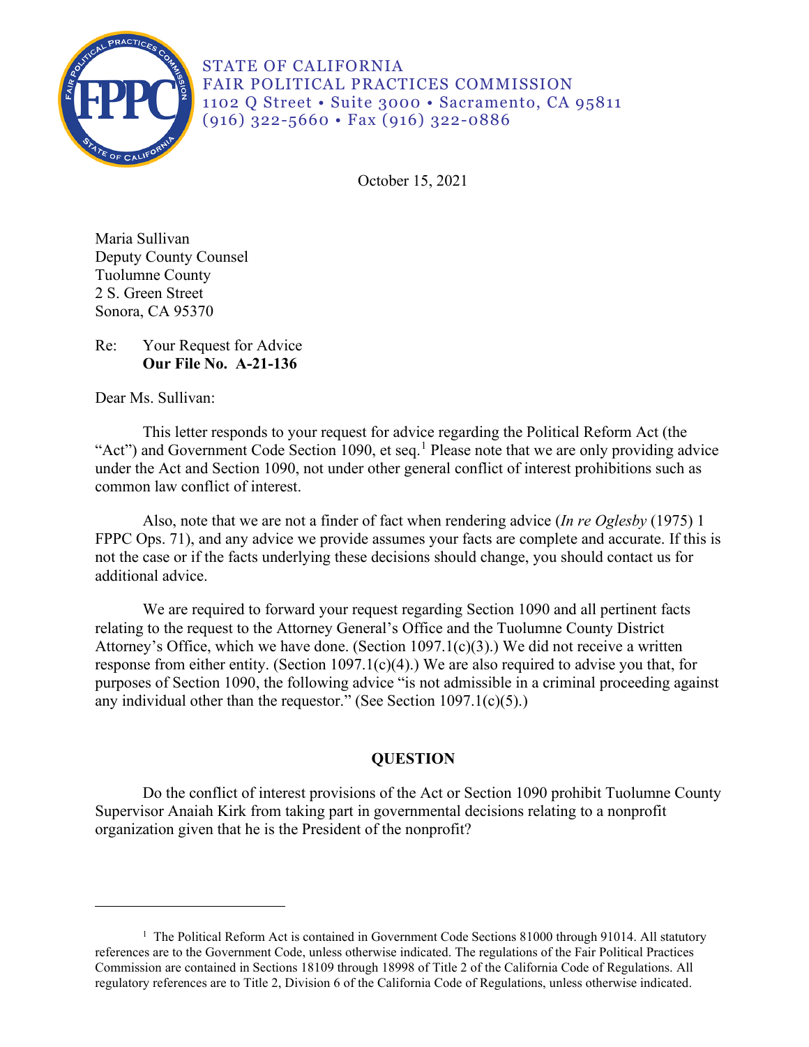STATE OF CALIFORNIA
FAIR POLITICAL PRACTICES COMMISSION
1102 Q Street • Suite 3000 • Sacramento, CA 95811
(916) 322-5660 • Fax (916) 322-0886

October 15, 2021

Maria Sullivan
Deputy County Counsel
Tuolumne County
2 S. Green Street
Sonora, CA 95370

Re: Your Request for Advice
**Our File No. A-21-136**

Dear Ms. Sullivan:

This letter responds to your request for advice regarding the Political Reform Act (the "Act") and Government Code Section 1090, et seq.[1] Please note that we are only providing advice under the Act and Section 1090, not under other general conflict of interest prohibitions such as common law conflict of interest.

Also, note that we are not a finder of fact when rendering advice (*In re Oglesby* (1975) 1 FPPC Ops. 71), and any advice we provide assumes your facts are complete and accurate. If this is not the case or if the facts underlying these decisions should change, you should contact us for additional advice.

We are required to forward your request regarding Section 1090 and all pertinent facts relating to the request to the Attorney General's Office and the Tuolumne County District Attorney's Office, which we have done. (Section 1097.1(c)(3).) We did not receive a written response from either entity. (Section 1097.1(c)(4).) We are also required to advise you that, for purposes of Section 1090, the following advice "is not admissible in a criminal proceeding against any individual other than the requestor." (See Section 1097.1(c)(5).)

## QUESTION

Do the conflict of interest provisions of the Act or Section 1090 prohibit Tuolumne County Supervisor Anaiah Kirk from taking part in governmental decisions relating to a nonprofit organization given that he is the President of the nonprofit?

---

[1] The Political Reform Act is contained in Government Code Sections 81000 through 91014. All statutory references are to the Government Code, unless otherwise indicated. The regulations of the Fair Political Practices Commission are contained in Sections 18109 through 18998 of Title 2 of the California Code of Regulations. All regulatory references are to Title 2, Division 6 of the California Code of Regulations, unless otherwise indicated.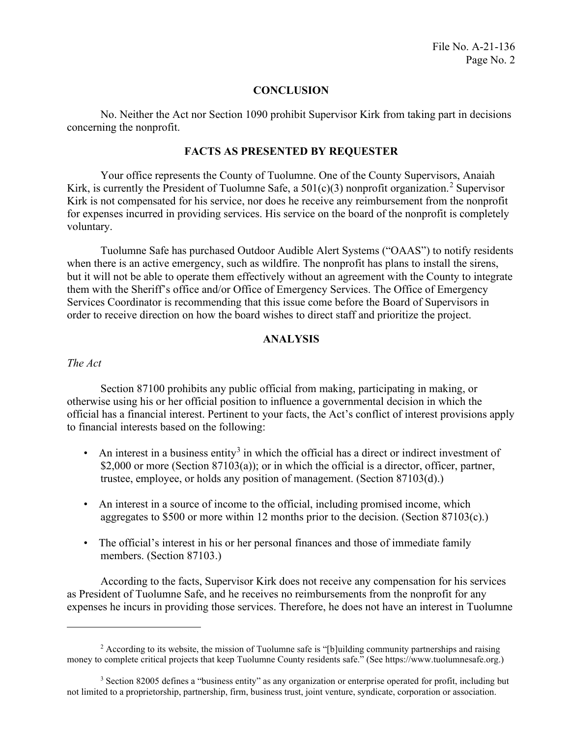## CONCLUSION

No. Neither the Act nor Section 1090 prohibit Supervisor Kirk from taking part in decisions concerning the nonprofit.

## FACTS AS PRESENTED BY REQUESTER

Your office represents the County of Tuolumne. One of the County Supervisors, Anaiah Kirk, is currently the President of Tuolumne Safe, a 501(c)(3) nonprofit organization.[2] Supervisor Kirk is not compensated for his service, nor does he receive any reimbursement from the nonprofit for expenses incurred in providing services. His service on the board of the nonprofit is completely voluntary.

Tuolumne Safe has purchased Outdoor Audible Alert Systems ("OAAS") to notify residents when there is an active emergency, such as wildfire. The nonprofit has plans to install the sirens, but it will not be able to operate them effectively without an agreement with the County to integrate them with the Sheriff's office and/or Office of Emergency Services. The Office of Emergency Services Coordinator is recommending that this issue come before the Board of Supervisors in order to receive direction on how the board wishes to direct staff and prioritize the project.

## ANALYSIS

*The Act*

Section 87100 prohibits any public official from making, participating in making, or otherwise using his or her official position to influence a governmental decision in which the official has a financial interest. Pertinent to your facts, the Act's conflict of interest provisions apply to financial interests based on the following:

- An interest in a business entity[3] in which the official has a direct or indirect investment of \$2,000 or more (Section 87103(a)); or in which the official is a director, officer, partner, trustee, employee, or holds any position of management. (Section 87103(d).)
- An interest in a source of income to the official, including promised income, which aggregates to \$500 or more within 12 months prior to the decision. (Section 87103(c).)
- The official's interest in his or her personal finances and those of immediate family members. (Section 87103.)

According to the facts, Supervisor Kirk does not receive any compensation for his services as President of Tuolumne Safe, and he receives no reimbursements from the nonprofit for any expenses he incurs in providing those services. Therefore, he does not have an interest in Tuolumne

---

[2] According to its website, the mission of Tuolumne safe is "[b]uilding community partnerships and raising money to complete critical projects that keep Tuolumne County residents safe." (See https://www.tuolumnesafe.org.)

[3] Section 82005 defines a "business entity" as any organization or enterprise operated for profit, including but not limited to a proprietorship, partnership, firm, business trust, joint venture, syndicate, corporation or association.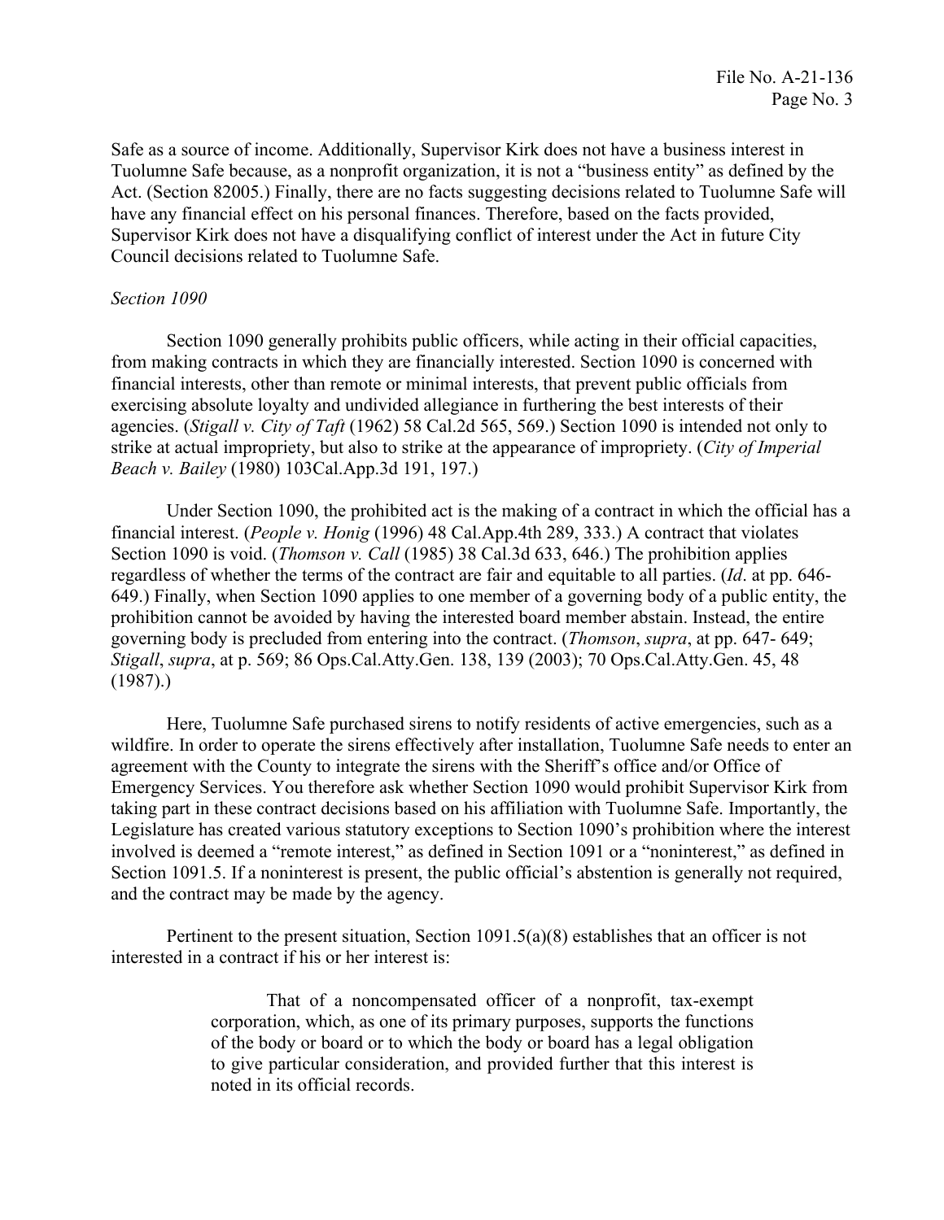Safe as a source of income. Additionally, Supervisor Kirk does not have a business interest in Tuolumne Safe because, as a nonprofit organization, it is not a "business entity" as defined by the Act. (Section 82005.) Finally, there are no facts suggesting decisions related to Tuolumne Safe will have any financial effect on his personal finances. Therefore, based on the facts provided, Supervisor Kirk does not have a disqualifying conflict of interest under the Act in future City Council decisions related to Tuolumne Safe.

*Section 1090*

Section 1090 generally prohibits public officers, while acting in their official capacities, from making contracts in which they are financially interested. Section 1090 is concerned with financial interests, other than remote or minimal interests, that prevent public officials from exercising absolute loyalty and undivided allegiance in furthering the best interests of their agencies. (*Stigall v. City of Taft* (1962) 58 Cal.2d 565, 569.) Section 1090 is intended not only to strike at actual impropriety, but also to strike at the appearance of impropriety. (*City of Imperial Beach v. Bailey* (1980) 103Cal.App.3d 191, 197.)

Under Section 1090, the prohibited act is the making of a contract in which the official has a financial interest. (*People v. Honig* (1996) 48 Cal.App.4th 289, 333.) A contract that violates Section 1090 is void. (*Thomson v. Call* (1985) 38 Cal.3d 633, 646.) The prohibition applies regardless of whether the terms of the contract are fair and equitable to all parties. (*Id*. at pp. 646-649.) Finally, when Section 1090 applies to one member of a governing body of a public entity, the prohibition cannot be avoided by having the interested board member abstain. Instead, the entire governing body is precluded from entering into the contract. (*Thomson*, *supra*, at pp. 647- 649; *Stigall*, *supra*, at p. 569; 86 Ops.Cal.Atty.Gen. 138, 139 (2003); 70 Ops.Cal.Atty.Gen. 45, 48 (1987).)

Here, Tuolumne Safe purchased sirens to notify residents of active emergencies, such as a wildfire. In order to operate the sirens effectively after installation, Tuolumne Safe needs to enter an agreement with the County to integrate the sirens with the Sheriff's office and/or Office of Emergency Services. You therefore ask whether Section 1090 would prohibit Supervisor Kirk from taking part in these contract decisions based on his affiliation with Tuolumne Safe. Importantly, the Legislature has created various statutory exceptions to Section 1090's prohibition where the interest involved is deemed a "remote interest," as defined in Section 1091 or a "noninterest," as defined in Section 1091.5. If a noninterest is present, the public official's abstention is generally not required, and the contract may be made by the agency.

Pertinent to the present situation, Section 1091.5(a)(8) establishes that an officer is not interested in a contract if his or her interest is:

> That of a noncompensated officer of a nonprofit, tax-exempt corporation, which, as one of its primary purposes, supports the functions of the body or board or to which the body or board has a legal obligation to give particular consideration, and provided further that this interest is noted in its official records.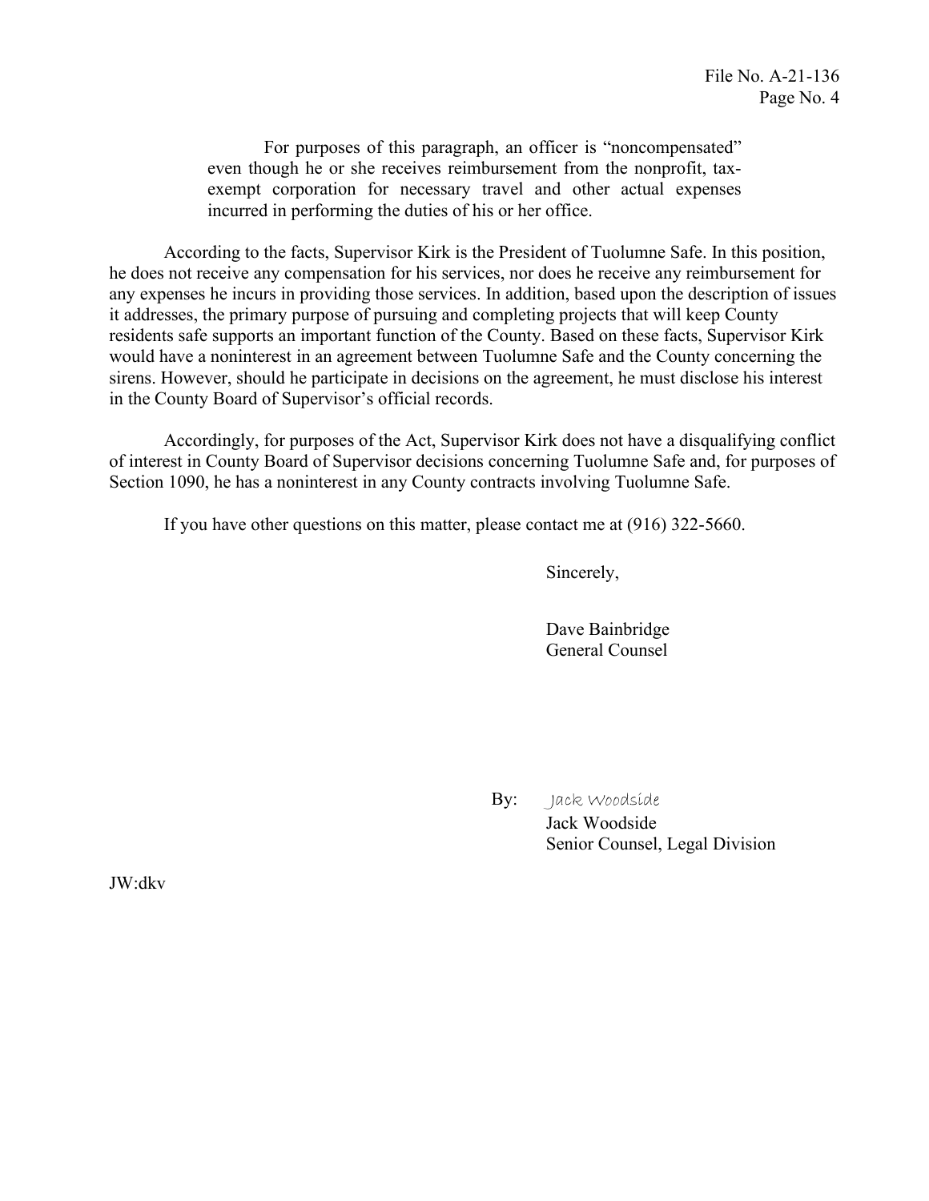> For purposes of this paragraph, an officer is "noncompensated" even though he or she receives reimbursement from the nonprofit, tax-exempt corporation for necessary travel and other actual expenses incurred in performing the duties of his or her office.

According to the facts, Supervisor Kirk is the President of Tuolumne Safe. In this position, he does not receive any compensation for his services, nor does he receive any reimbursement for any expenses he incurs in providing those services. In addition, based upon the description of issues it addresses, the primary purpose of pursuing and completing projects that will keep County residents safe supports an important function of the County. Based on these facts, Supervisor Kirk would have a noninterest in an agreement between Tuolumne Safe and the County concerning the sirens. However, should he participate in decisions on the agreement, he must disclose his interest in the County Board of Supervisor's official records.

Accordingly, for purposes of the Act, Supervisor Kirk does not have a disqualifying conflict of interest in County Board of Supervisor decisions concerning Tuolumne Safe and, for purposes of Section 1090, he has a noninterest in any County contracts involving Tuolumne Safe.

If you have other questions on this matter, please contact me at (916) 322-5660.

Sincerely,

Dave Bainbridge
General Counsel

By: *Jack Woodside*
Jack Woodside
Senior Counsel, Legal Division

JW:dkv